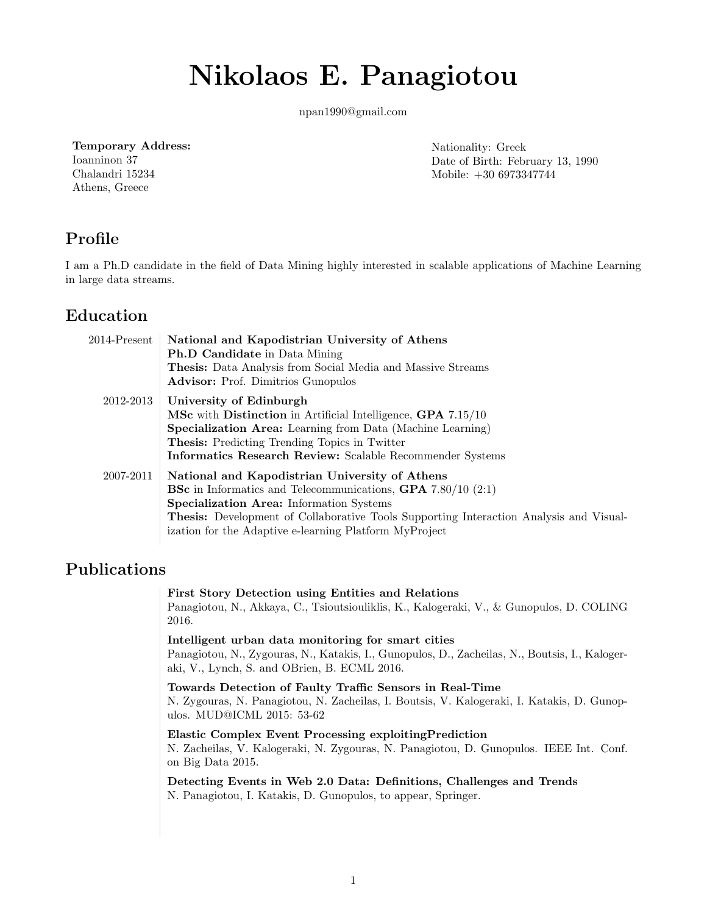# Nikolaos E. Panagiotou

npan1990@gmail.com

**Temporary Address:**
Ioanninon 37
Chalandri 15234
Athens, Greece

Nationality: Greek
Date of Birth: February 13, 1990
Mobile: +30 6973347744

## Profile

I am a Ph.D candidate in the field of Data Mining highly interested in scalable applications of Machine Learning in large data streams.

## Education

**2014-Present**
**National and Kapodistrian University of Athens**
**Ph.D Candidate** in Data Mining
**Thesis:** Data Analysis from Social Media and Massive Streams
**Advisor:** Prof. Dimitrios Gunopulos

**2012-2013**
**University of Edinburgh**
**MSc** with **Distinction** in Artificial Intelligence, **GPA** 7.15/10
**Specialization Area:** Learning from Data (Machine Learning)
**Thesis:** Predicting Trending Topics in Twitter
**Informatics Research Review:** Scalable Recommender Systems

**2007-2011**
**National and Kapodistrian University of Athens**
**BSc** in Informatics and Telecommunications, **GPA** 7.80/10 (2:1)
**Specialization Area:** Information Systems
**Thesis:** Development of Collaborative Tools Supporting Interaction Analysis and Visualization for the Adaptive e-learning Platform MyProject

## Publications

**First Story Detection using Entities and Relations**
Panagiotou, N., Akkaya, C., Tsioutsiouliklis, K., Kalogeraki, V., & Gunopulos, D. COLING 2016.

**Intelligent urban data monitoring for smart cities**
Panagiotou, N., Zygouras, N., Katakis, I., Gunopulos, D., Zacheilas, N., Boutsis, I., Kalogeraki, V., Lynch, S. and OBrien, B. ECML 2016.

**Towards Detection of Faulty Traffic Sensors in Real-Time**
N. Zygouras, N. Panagiotou, N. Zacheilas, I. Boutsis, V. Kalogeraki, I. Katakis, D. Gunopulos. MUD@ICML 2015: 53-62

**Elastic Complex Event Processing exploitingPrediction**
N. Zacheilas, V. Kalogeraki, N. Zygouras, N. Panagiotou, D. Gunopulos. IEEE Int. Conf. on Big Data 2015.

**Detecting Events in Web 2.0 Data: Definitions, Challenges and Trends**
N. Panagiotou, I. Katakis, D. Gunopulos, to appear, Springer.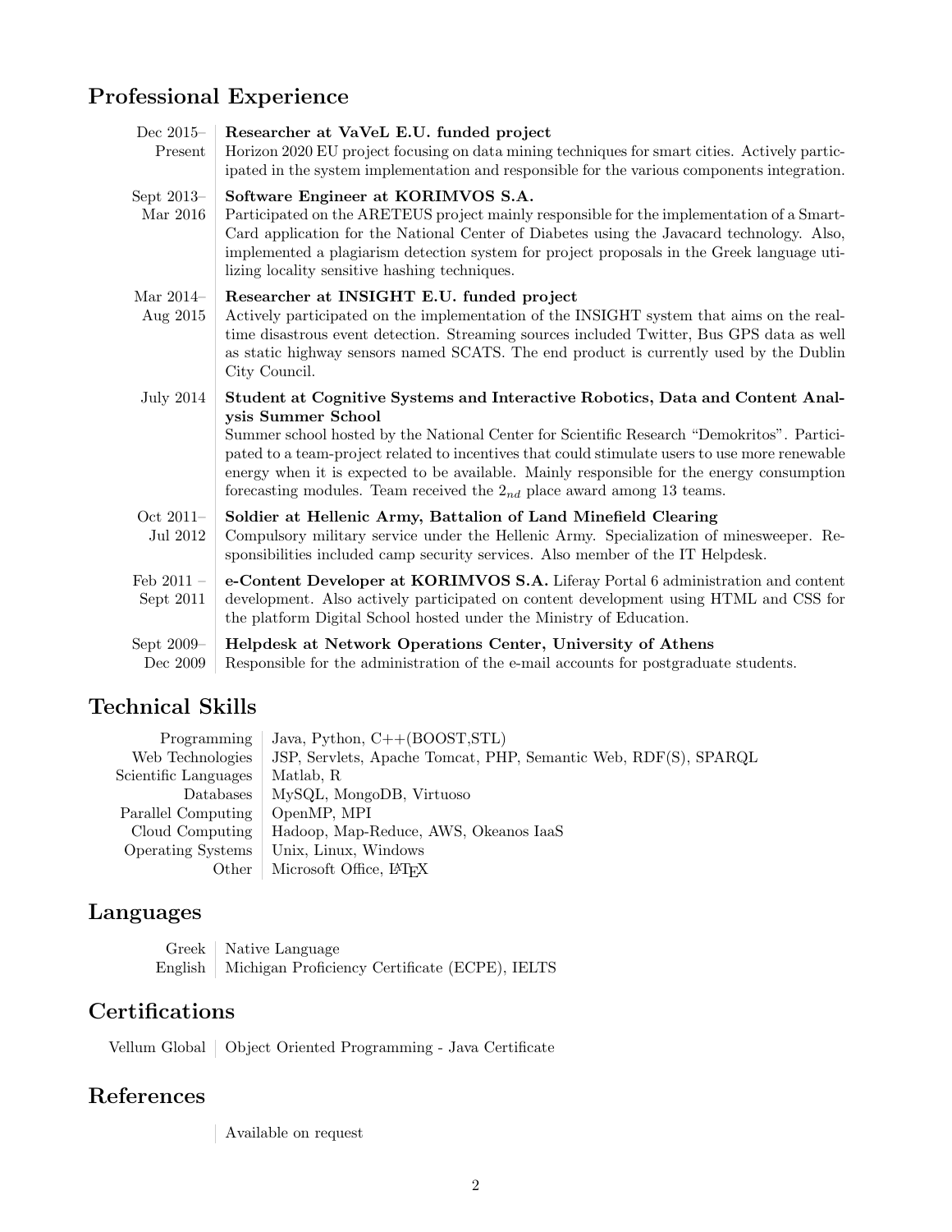## Professional Experience

| | |
|---|---|
| Dec 2015–Present | **Researcher at VaVeL E.U. funded project**<br>Horizon 2020 EU project focusing on data mining techniques for smart cities. Actively participated in the system implementation and responsible for the various components integration. |
| Sept 2013–Mar 2016 | **Software Engineer at KORIMVOS S.A.**<br>Participated on the ARETEUS project mainly responsible for the implementation of a SmartCard application for the National Center of Diabetes using the Javacard technology. Also, implemented a plagiarism detection system for project proposals in the Greek language utilizing locality sensitive hashing techniques. |
| Mar 2014–Aug 2015 | **Researcher at INSIGHT E.U. funded project**<br>Actively participated on the implementation of the INSIGHT system that aims on the real-time disastrous event detection. Streaming sources included Twitter, Bus GPS data as well as static highway sensors named SCATS. The end product is currently used by the Dublin City Council. |
| July 2014 | **Student at Cognitive Systems and Interactive Robotics, Data and Content Analysis Summer School**<br>Summer school hosted by the National Center for Scientific Research "Demokritos". Participated to a team-project related to incentives that could stimulate users to use more renewable energy when it is expected to be available. Mainly responsible for the energy consumption forecasting modules. Team received the $2_{nd}$ place award among 13 teams. |
| Oct 2011–Jul 2012 | **Soldier at Hellenic Army, Battalion of Land Minefield Clearing**<br>Compulsory military service under the Hellenic Army. Specialization of minesweeper. Responsibilities included camp security services. Also member of the IT Helpdesk. |
| Feb 2011 – Sept 2011 | **e-Content Developer at KORIMVOS S.A.** Liferay Portal 6 administration and content development. Also actively participated on content development using HTML and CSS for the platform Digital School hosted under the Ministry of Education. |
| Sept 2009–Dec 2009 | **Helpdesk at Network Operations Center, University of Athens**<br>Responsible for the administration of the e-mail accounts for postgraduate students. |

## Technical Skills

| | |
|---|---|
| Programming | Java, Python, C++(BOOST,STL) |
| Web Technologies | JSP, Servlets, Apache Tomcat, PHP, Semantic Web, RDF(S), SPARQL |
| Scientific Languages | Matlab, R |
| Databases | MySQL, MongoDB, Virtuoso |
| Parallel Computing | OpenMP, MPI |
| Cloud Computing | Hadoop, Map-Reduce, AWS, Okeanos IaaS |
| Operating Systems | Unix, Linux, Windows |
| Other | Microsoft Office, LaTeX |

## Languages

| | |
|---|---|
| Greek | Native Language |
| English | Michigan Proficiency Certificate (ECPE), IELTS |

## Certifications

| | |
|---|---|
| Vellum Global | Object Oriented Programming - Java Certificate |

## References

Available on request